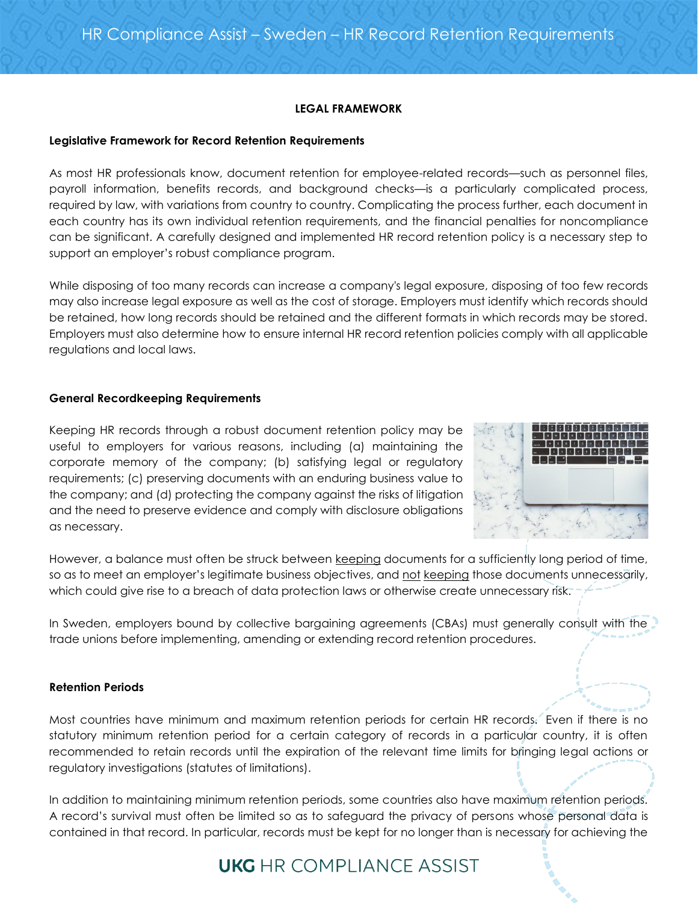# HR Compliance Assist – Sweden – HR Record Retention Requirements

## LEGAL FRAMEWORK

### Legislative Framework for Record Retention Requirements

As most HR professionals know, document retention for employee-related records—such as personnel files, payroll information, benefits records, and background checks—is a particularly complicated process, required by law, with variations from country to country. Complicating the process further, each document in each country has its own individual retention requirements, and the financial penalties for noncompliance can be significant. A carefully designed and implemented HR record retention policy is a necessary step to support an employer's robust compliance program.

While disposing of too many records can increase a company's legal exposure, disposing of too few records may also increase legal exposure as well as the cost of storage. Employers must identify which records should be retained, how long records should be retained and the different formats in which records may be stored. Employers must also determine how to ensure internal HR record retention policies comply with all applicable regulations and local laws.

### General Recordkeeping Requirements

Keeping HR records through a robust document retention policy may be useful to employers for various reasons, including (a) maintaining the corporate memory of the company; (b) satisfying legal or regulatory requirements; (c) preserving documents with an enduring business value to the company; and (d) protecting the company against the risks of litigation and the need to preserve evidence and comply with disclosure obligations as necessary.

However, a balance must often be struck between keeping documents for a sufficiently long period of time, so as to meet an employer's legitimate business objectives, and not keeping those documents unnecessarily, which could give rise to a breach of data protection laws or otherwise create unnecessary risk.

In Sweden, employers bound by collective bargaining agreements (CBAs) must generally consult with the trade unions before implementing, amending or extending record retention procedures.

### Retention Periods

Most countries have minimum and maximum retention periods for certain HR records. Even if there is no statutory minimum retention period for a certain category of records in a particular country, it is often recommended to retain records until the expiration of the relevant time limits for bringing legal actions or regulatory investigations (statutes of limitations).

In addition to maintaining minimum retention periods, some countries also have maximum retention periods. A record's survival must often be limited so as to safeguard the privacy of persons whose personal data is contained in that record. In particular, records must be kept for no longer than is necessary for achieving the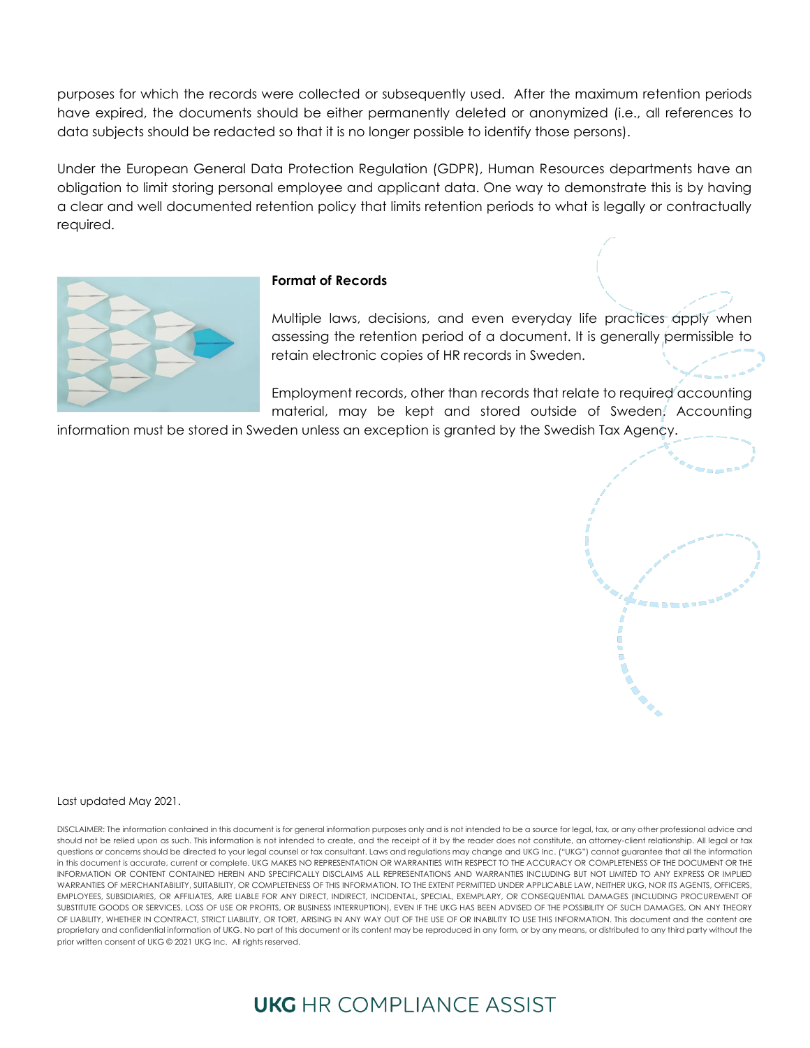purposes for which the records were collected or subsequently used. After the maximum retention periods have expired, the documents should be either permanently deleted or anonymized (i.e., all references to data subjects should be redacted so that it is no longer possible to identify those persons).

Under the European General Data Protection Regulation (GDPR), Human Resources departments have an obligation to limit storing personal employee and applicant data. One way to demonstrate this is by having a clear and well documented retention policy that limits retention periods to what is legally or contractually required.

**Format of Records**

Multiple laws, decisions, and even everyday life practices apply when assessing the retention period of a document. It is generally permissible to retain electronic copies of HR records in Sweden.

Employment records, other than records that relate to required accounting material, may be kept and stored outside of Sweden. Accounting information must be stored in Sweden unless an exception is granted by the Swedish Tax Agency.

Last updated May 2021.

DISCLAIMER: The information contained in this document is for general information purposes only and is not intended to be a source for legal, tax, or any other professional advice and should not be relied upon as such. This information is not intended to create, and the receipt of it by the reader does not constitute, an attorney-client relationship. All legal or tax questions or concerns should be directed to your legal counsel or tax consultant. Laws and regulations may change and UKG Inc. ("UKG") cannot guarantee that all the information in this document is accurate, current or complete. UKG MAKES NO REPRESENTATION OR WARRANTIES WITH RESPECT TO THE ACCURACY OR COMPLETENESS OF THE DOCUMENT OR THE INFORMATION OR CONTENT CONTAINED HEREIN AND SPECIFICALLY DISCLAIMS ALL REPRESENTATIONS AND WARRANTIES INCLUDING BUT NOT LIMITED TO ANY EXPRESS OR IMPLIED WARRANTIES OF MERCHANTABILITY, SUITABILITY, OR COMPLETENESS OF THIS INFORMATION. TO THE EXTENT PERMITTED UNDER APPLICABLE LAW, NEITHER UKG, NOR ITS AGENTS, OFFICERS, EMPLOYEES, SUBSIDIARIES, OR AFFILIATES, ARE LIABLE FOR ANY DIRECT, INDIRECT, INCIDENTAL, SPECIAL, EXEMPLARY, OR CONSEQUENTIAL DAMAGES (INCLUDING PROCUREMENT OF SUBSTITUTE GOODS OR SERVICES, LOSS OF USE OR PROFITS, OR BUSINESS INTERRUPTION), EVEN IF THE UKG HAS BEEN ADVISED OF THE POSSIBILITY OF SUCH DAMAGES, ON ANY THEORY OF LIABILITY, WHETHER IN CONTRACT, STRICT LIABILITY, OR TORT, ARISING IN ANY WAY OUT OF THE USE OF OR INABILITY TO USE THIS INFORMATION. This document and the content are proprietary and confidential information of UKG. No part of this document or its content may be reproduced in any form, or by any means, or distributed to any third party without the prior written consent of UKG © 2021 UKG Inc. All rights reserved.